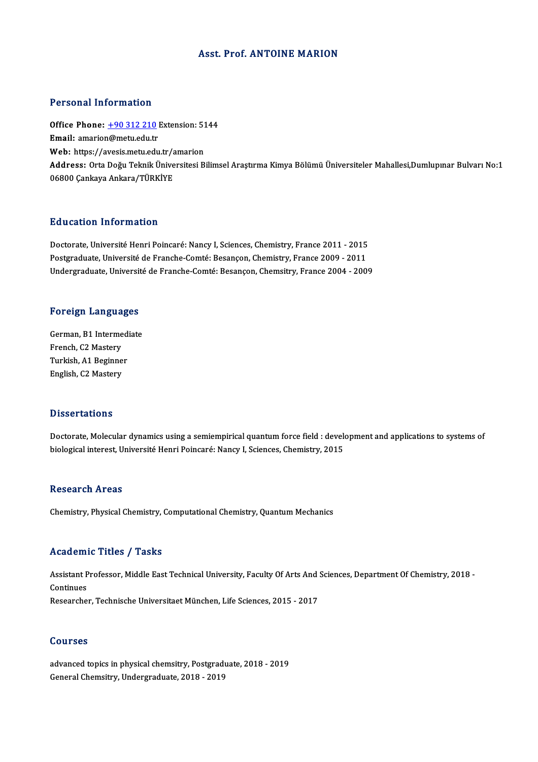# Asst. Prof. ANTOINE MARION

## Personal Information

**Office Phone:** +90 312 210 Extension: 5144
**Email:** amarion@metu.edu.tr
**Web:** https://avesis.metu.edu.tr/amarion
**Address:** Orta Doğu Teknik Üniversitesi Bilimsel Araştırma Kimya Bölümü Üniversiteler Mahallesi,Dumlupınar Bulvarı No:1 06800 Çankaya Ankara/TÜRKİYE

## Education Information

Doctorate, Université Henri Poincaré: Nancy I, Sciences, Chemistry, France 2011 - 2015
Postgraduate, Université de Franche-Comté: Besançon, Chemistry, France 2009 - 2011
Undergraduate, Université de Franche-Comté: Besançon, Chemsitry, France 2004 - 2009

## Foreign Languages

German, B1 Intermediate
French, C2 Mastery
Turkish, A1 Beginner
English, C2 Mastery

## Dissertations

Doctorate, Molecular dynamics using a semiempirical quantum force field : development and applications to systems of biological interest, Université Henri Poincaré: Nancy I, Sciences, Chemistry, 2015

## Research Areas

Chemistry, Physical Chemistry, Computational Chemistry, Quantum Mechanics

## Academic Titles / Tasks

Assistant Professor, Middle East Technical University, Faculty Of Arts And Sciences, Department Of Chemistry, 2018 - Continues
Researcher, Technische Universitaet München, Life Sciences, 2015 - 2017

## Courses

advanced topics in physical chemsitry, Postgraduate, 2018 - 2019
General Chemsitry, Undergraduate, 2018 - 2019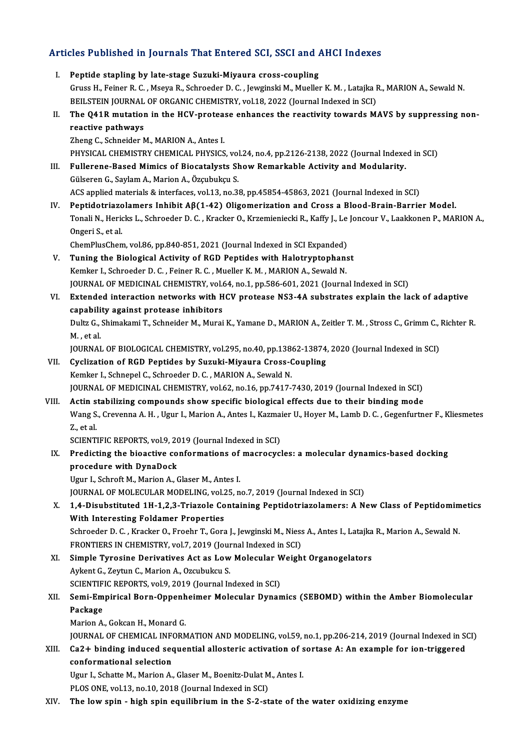## Articles Published in Journals That Entered SCI, SSCI and AHCI Indexes

I. **Peptide stapling by late-stage Suzuki-Miyaura cross-coupling**
   Gruss H., Feiner R. C. , Mseya R., Schroeder D. C. , Jewginski M., Mueller K. M. , Latajka R., MARION A., Sewald N.
   BEILSTEIN JOURNAL OF ORGANIC CHEMISTRY, vol.18, 2022 (Journal Indexed in SCI)

II. **The Q41R mutation in the HCV-protease enhances the reactivity towards MAVS by suppressing non-reactive pathways**
   Zheng C., Schneider M., MARION A., Antes I.
   PHYSICAL CHEMISTRY CHEMICAL PHYSICS, vol.24, no.4, pp.2126-2138, 2022 (Journal Indexed in SCI)

III. **Fullerene-Based Mimics of Biocatalysts Show Remarkable Activity and Modularity.**
   Gülseren G., Saylam A., Marion A., Özçubukçu S.
   ACS applied materials & interfaces, vol.13, no.38, pp.45854-45863, 2021 (Journal Indexed in SCI)

IV. **Peptidotriazolamers Inhibit Aβ(1-42) Oligomerization and Cross a Blood-Brain-Barrier Model.**
   Tonali N., Hericks L., Schroeder D. C. , Kracker O., Krzemieniecki R., Kaffy J., Le Joncour V., Laakkonen P., MARION A., Ongeri S., et al.
   ChemPlusChem, vol.86, pp.840-851, 2021 (Journal Indexed in SCI Expanded)

V. **Tuning the Biological Activity of RGD Peptides with Halotryptophanst**
   Kemker I., Schroeder D. C. , Feiner R. C. , Mueller K. M. , MARION A., Sewald N.
   JOURNAL OF MEDICINAL CHEMISTRY, vol.64, no.1, pp.586-601, 2021 (Journal Indexed in SCI)

VI. **Extended interaction networks with HCV protease NS3-4A substrates explain the lack of adaptive capability against protease inhibitors**
   Dultz G., Shimakami T., Schneider M., Murai K., Yamane D., MARION A., Zeitler T. M. , Stross C., Grimm C., Richter R. M. , et al.
   JOURNAL OF BIOLOGICAL CHEMISTRY, vol.295, no.40, pp.13862-13874, 2020 (Journal Indexed in SCI)

VII. **Cyclization of RGD Peptides by Suzuki-Miyaura Cross-Coupling**
   Kemker I., Schnepel C., Schroeder D. C. , MARION A., Sewald N.
   JOURNAL OF MEDICINAL CHEMISTRY, vol.62, no.16, pp.7417-7430, 2019 (Journal Indexed in SCI)

VIII. **Actin stabilizing compounds show specific biological effects due to their binding mode**
   Wang S., Crevenna A. H. , Ugur I., Marion A., Antes I., Kazmaier U., Hoyer M., Lamb D. C. , Gegenfurtner F., Kliesmetes Z., et al.
   SCIENTIFIC REPORTS, vol.9, 2019 (Journal Indexed in SCI)

IX. **Predicting the bioactive conformations of macrocycles: a molecular dynamics-based docking procedure with DynaDock**
   Ugur I., Schroft M., Marion A., Glaser M., Antes I.
   JOURNAL OF MOLECULAR MODELING, vol.25, no.7, 2019 (Journal Indexed in SCI)

X. **1,4-Disubstituted 1H-1,2,3-Triazole Containing Peptidotriazolamers: A New Class of Peptidomimetics With Interesting Foldamer Properties**
   Schroeder D. C. , Kracker O., Froehr T., Gora J., Jewginski M., Niess A., Antes I., Latajka R., Marion A., Sewald N.
   FRONTIERS IN CHEMISTRY, vol.7, 2019 (Journal Indexed in SCI)

XI. **Simple Tyrosine Derivatives Act as Low Molecular Weight Organogelators**
   Aykent G., Zeytun C., Marion A., Ozcubukcu S.
   SCIENTIFIC REPORTS, vol.9, 2019 (Journal Indexed in SCI)

XII. **Semi-Empirical Born-Oppenheimer Molecular Dynamics (SEBOMD) within the Amber Biomolecular Package**
   Marion A., Gokcan H., Monard G.
   JOURNAL OF CHEMICAL INFORMATION AND MODELING, vol.59, no.1, pp.206-214, 2019 (Journal Indexed in SCI)

XIII. **Ca2+ binding induced sequential allosteric activation of sortase A: An example for ion-triggered conformational selection**
   Ugur I., Schatte M., Marion A., Glaser M., Boenitz-Dulat M., Antes I.
   PLOS ONE, vol.13, no.10, 2018 (Journal Indexed in SCI)

XIV. **The low spin - high spin equilibrium in the S-2-state of the water oxidizing enzyme**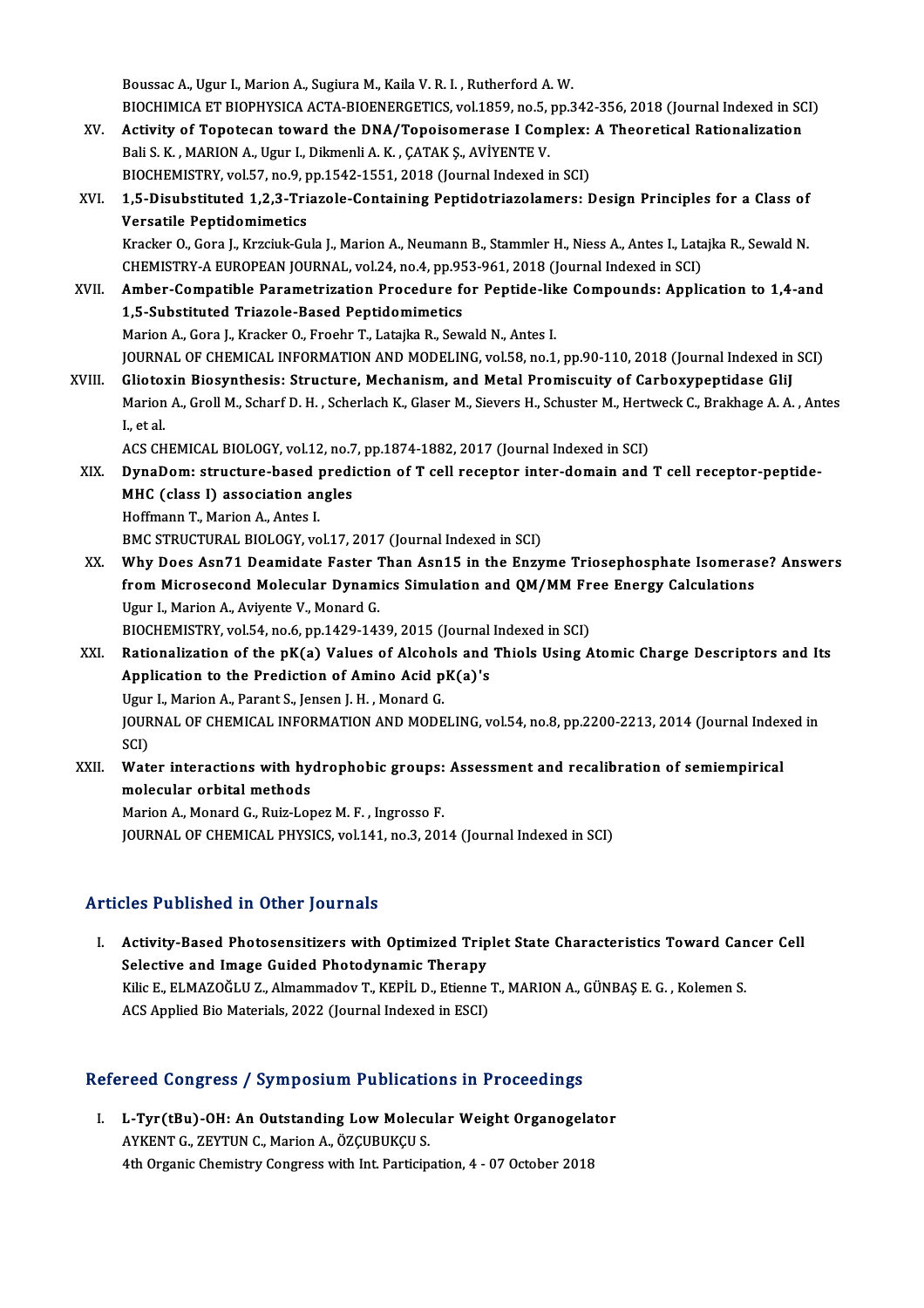Boussac A., Ugur I., Marion A., Sugiura M., Kaila V. R. I. , Rutherford A. W.
BIOCHIMICA ET BIOPHYSICA ACTA-BIOENERGETICS, vol.1859, no.5, pp.342-356, 2018 (Journal Indexed in SCI)

XV. **Activity of Topotecan toward the DNA/Topoisomerase I Complex: A Theoretical Rationalization**
Bali S. K. , MARION A., Ugur I., Dikmenli A. K. , ÇATAK Ş., AVİYENTE V.
BIOCHEMISTRY, vol.57, no.9, pp.1542-1551, 2018 (Journal Indexed in SCI)

XVI. **1,5-Disubstituted 1,2,3-Triazole-Containing Peptidotriazolamers: Design Principles for a Class of Versatile Peptidomimetics**
Kracker O., Gora J., Krzciuk-Gula J., Marion A., Neumann B., Stammler H., Niess A., Antes I., Latajka R., Sewald N.
CHEMISTRY-A EUROPEAN JOURNAL, vol.24, no.4, pp.953-961, 2018 (Journal Indexed in SCI)

XVII. **Amber-Compatible Parametrization Procedure for Peptide-like Compounds: Application to 1,4-and 1,5-Substituted Triazole-Based Peptidomimetics**
Marion A., Gora J., Kracker O., Froehr T., Latajka R., Sewald N., Antes I.
JOURNAL OF CHEMICAL INFORMATION AND MODELING, vol.58, no.1, pp.90-110, 2018 (Journal Indexed in SCI)

XVIII. **Gliotoxin Biosynthesis: Structure, Mechanism, and Metal Promiscuity of Carboxypeptidase GliJ**
Marion A., Groll M., Scharf D. H. , Scherlach K., Glaser M., Sievers H., Schuster M., Hertweck C., Brakhage A. A. , Antes I., et al.
ACS CHEMICAL BIOLOGY, vol.12, no.7, pp.1874-1882, 2017 (Journal Indexed in SCI)

XIX. **DynaDom: structure-based prediction of T cell receptor inter-domain and T cell receptor-peptide-MHC (class I) association angles**
Hoffmann T., Marion A., Antes I.
BMC STRUCTURAL BIOLOGY, vol.17, 2017 (Journal Indexed in SCI)

XX. **Why Does Asn71 Deamidate Faster Than Asn15 in the Enzyme Triosephosphate Isomerase? Answers from Microsecond Molecular Dynamics Simulation and QM/MM Free Energy Calculations**
Ugur I., Marion A., Aviyente V., Monard G.
BIOCHEMISTRY, vol.54, no.6, pp.1429-1439, 2015 (Journal Indexed in SCI)

XXI. **Rationalization of the pK(a) Values of Alcohols and Thiols Using Atomic Charge Descriptors and Its Application to the Prediction of Amino Acid pK(a)'s**
Ugur I., Marion A., Parant S., Jensen J. H. , Monard G.
JOURNAL OF CHEMICAL INFORMATION AND MODELING, vol.54, no.8, pp.2200-2213, 2014 (Journal Indexed in SCI)

XXII. **Water interactions with hydrophobic groups: Assessment and recalibration of semiempirical molecular orbital methods**
Marion A., Monard G., Ruiz-Lopez M. F. , Ingrosso F.
JOURNAL OF CHEMICAL PHYSICS, vol.141, no.3, 2014 (Journal Indexed in SCI)

## Articles Published in Other Journals

I. **Activity-Based Photosensitizers with Optimized Triplet State Characteristics Toward Cancer Cell Selective and Image Guided Photodynamic Therapy**
Kilic E., ELMAZOĞLU Z., Almammadov T., KEPİL D., Etienne T., MARION A., GÜNBAŞ E. G. , Kolemen S.
ACS Applied Bio Materials, 2022 (Journal Indexed in ESCI)

## Refereed Congress / Symposium Publications in Proceedings

I. **L-Tyr(tBu)-OH: An Outstanding Low Molecular Weight Organogelator**
AYKENT G., ZEYTUN C., Marion A., ÖZÇUBUKÇU S.
4th Organic Chemistry Congress with Int. Participation, 4 - 07 October 2018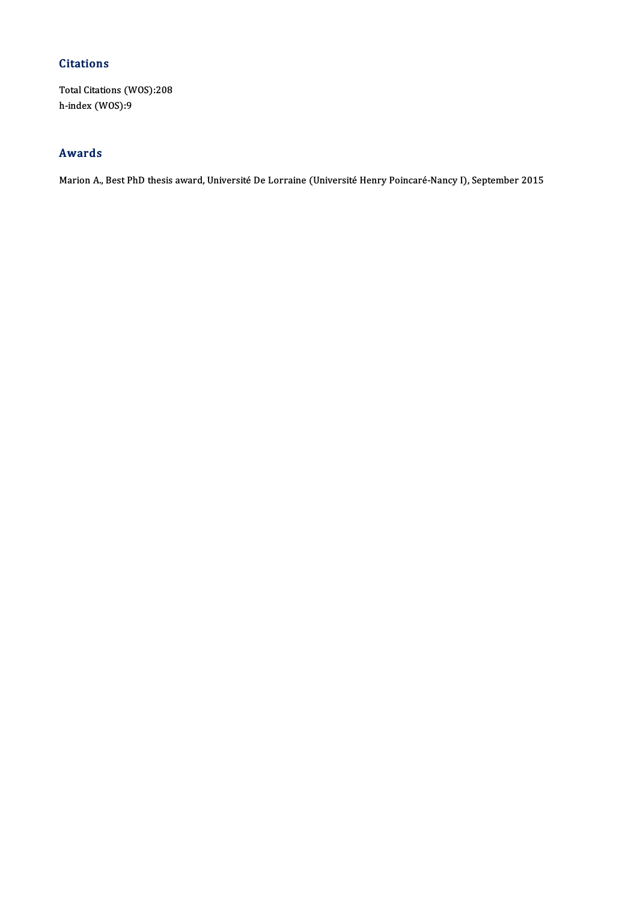## Citations

Total Citations (WOS):208
h-index (WOS):9

## Awards

Marion A., Best PhD thesis award, Université De Lorraine (Université Henry Poincaré-Nancy I), September 2015